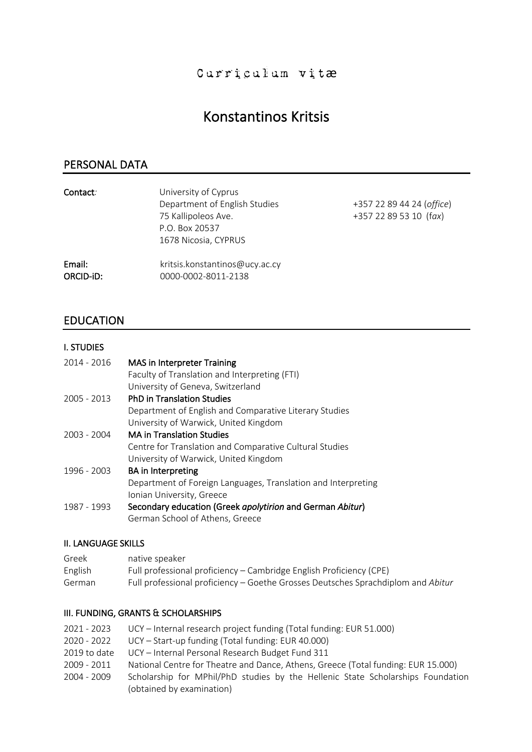Curriculum vitæ

# Konstantinos Kritsis

## PERSONAL DATA

**Contact:** University of Cyprus
Department of English Studies
75 Kallipoleos Ave.
P.O. Box 20537
1678 Nicosia, CYPRUS

+357 22 89 44 24 (*office*)
+357 22 89 53 10 (*fax*)

**Email:** kritsis.konstantinos@ucy.ac.cy
**ORCID-iD:** 0000-0002-8011-2138

## EDUCATION

### I. STUDIES

2014 - 2016 **MAS in Interpreter Training**
Faculty of Translation and Interpreting (FTI)
University of Geneva, Switzerland

2005 - 2013 **PhD in Translation Studies**
Department of English and Comparative Literary Studies
University of Warwick, United Kingdom

2003 - 2004 **MA in Translation Studies**
Centre for Translation and Comparative Cultural Studies
University of Warwick, United Kingdom

1996 - 2003 **BA in Interpreting**
Department of Foreign Languages, Translation and Interpreting
Ionian University, Greece

1987 - 1993 **Secondary education (Greek *apolytirion* and German *Abitur*)**
German School of Athens, Greece

### II. LANGUAGE SKILLS

Greek native speaker
English Full professional proficiency – Cambridge English Proficiency (CPE)
German Full professional proficiency – Goethe Grosses Deutsches Sprachdiplom and *Abitur*

### III. FUNDING, GRANTS & SCHOLARSHIPS

2021 - 2023 UCY – Internal research project funding (Total funding: EUR 51.000)
2020 - 2022 UCY – Start-up funding (Total funding: EUR 40.000)
2019 to date UCY – Internal Personal Research Budget Fund 311
2009 - 2011 National Centre for Theatre and Dance, Athens, Greece (Total funding: EUR 15.000)
2004 - 2009 Scholarship for MPhil/PhD studies by the Hellenic State Scholarships Foundation (obtained by examination)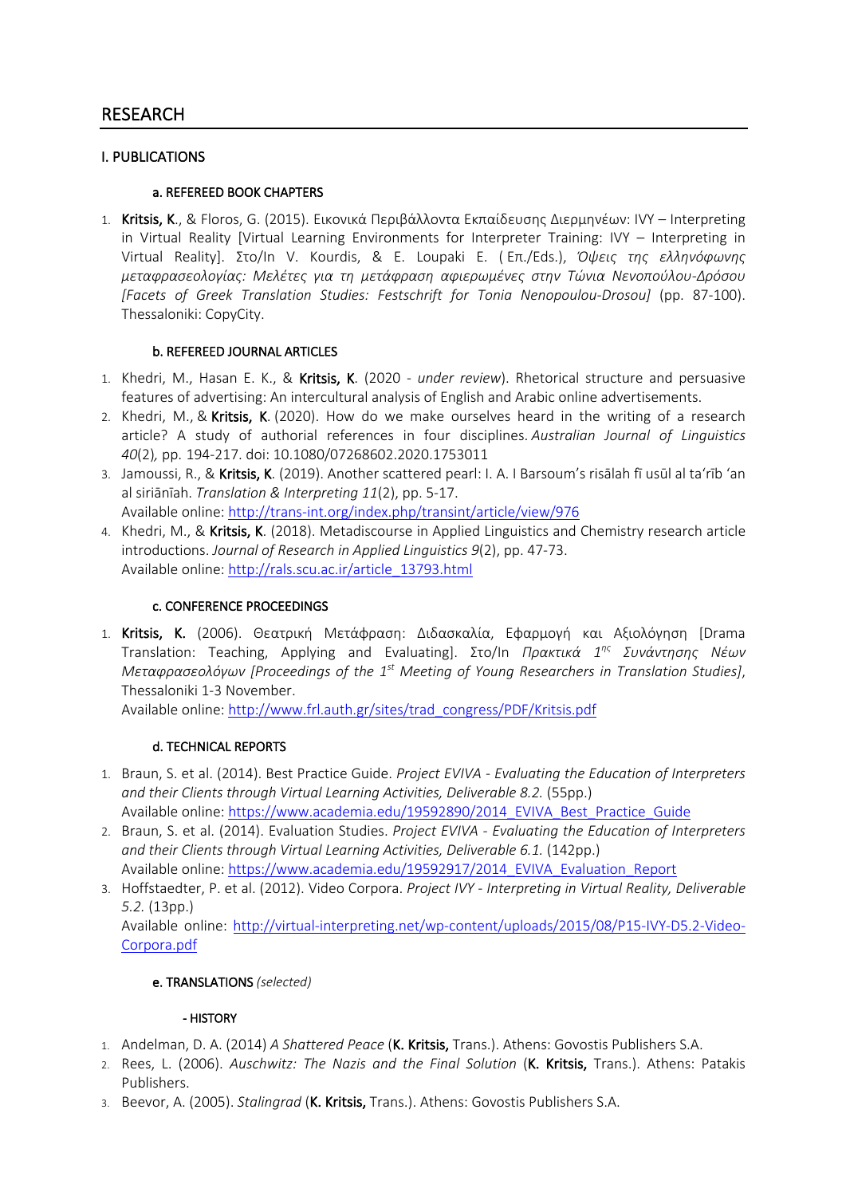## RESEARCH

### I. PUBLICATIONS

#### a. REFEREED BOOK CHAPTERS

1. **Kritsis, K**., & Floros, G. (2015). Εικονικά Περιβάλλοντα Εκπαίδευσης Διερμηνέων: IVY – Interpreting in Virtual Reality [Virtual Learning Environments for Interpreter Training: IVY – Interpreting in Virtual Reality]. Στο/In V. Kourdis, & E. Loupaki E. (Επ./Eds.), *Όψεις της ελληνόφωνης μεταφρασεολογίας: Μελέτες για τη μετάφραση αφιερωμένες στην Τώνια Νενοπούλου-Δρόσου [Facets of Greek Translation Studies: Festschrift for Tonia Nenopoulou-Drosou]* (pp. 87-100). Thessaloniki: CopyCity.

#### b. REFEREED JOURNAL ARTICLES

1. Khedri, M., Hasan E. K., & **Kritsis, K**. (2020 - *under review*). Rhetorical structure and persuasive features of advertising: An intercultural analysis of English and Arabic online advertisements.
2. Khedri, M., & **Kritsis, K**. (2020). How do we make ourselves heard in the writing of a research article? A study of authorial references in four disciplines. *Australian Journal of Linguistics 40*(2), pp. 194-217. doi: 10.1080/07268602.2020.1753011
3. Jamoussi, R., & **Kritsis, K**. (2019). Another scattered pearl: I. A. I Barsoum's risālah fī usūl al ta'rīb 'an al siriānīah. *Translation & Interpreting 11*(2), pp. 5-17.
   Available online: http://trans-int.org/index.php/transint/article/view/976
4. Khedri, M., & **Kritsis, K**. (2018). Metadiscourse in Applied Linguistics and Chemistry research article introductions. *Journal of Research in Applied Linguistics 9*(2), pp. 47-73.
   Available online: http://rals.scu.ac.ir/article_13793.html

#### c. CONFERENCE PROCEEDINGS

1. **Kritsis, K.** (2006). Θεατρική Μετάφραση: Διδασκαλία, Εφαρμογή και Αξιολόγηση [Drama Translation: Teaching, Applying and Evaluating]. Στο/In *Πρακτικά 1ης Συνάντησης Νέων Μεταφρασεολόγων [Proceedings of the 1st Meeting of Young Researchers in Translation Studies]*, Thessaloniki 1-3 November.
   Available online: http://www.frl.auth.gr/sites/trad_congress/PDF/Kritsis.pdf

#### d. TECHNICAL REPORTS

1. Braun, S. et al. (2014). Best Practice Guide. *Project EVIVA - Evaluating the Education of Interpreters and their Clients through Virtual Learning Activities, Deliverable 8.2.* (55pp.)
   Available online: https://www.academia.edu/19592890/2014_EVIVA_Best_Practice_Guide
2. Braun, S. et al. (2014). Evaluation Studies. *Project EVIVA - Evaluating the Education of Interpreters and their Clients through Virtual Learning Activities, Deliverable 6.1.* (142pp.)
   Available online: https://www.academia.edu/19592917/2014_EVIVA_Evaluation_Report
3. Hoffstaedter, P. et al. (2012). Video Corpora. *Project IVY - Interpreting in Virtual Reality, Deliverable 5.2.* (13pp.)
   Available online: http://virtual-interpreting.net/wp-content/uploads/2015/08/P15-IVY-D5.2-Video-Corpora.pdf

#### e. TRANSLATIONS *(selected)*

##### - HISTORY

1. Andelman, D. A. (2014) *A Shattered Peace* (**K. Kritsis,** Trans.). Athens: Govostis Publishers S.A.
2. Rees, L. (2006). *Auschwitz: The Nazis and the Final Solution* (**K. Kritsis,** Trans.). Athens: Patakis Publishers.
3. Beevor, A. (2005). *Stalingrad* (**K. Kritsis,** Trans.). Athens: Govostis Publishers S.A.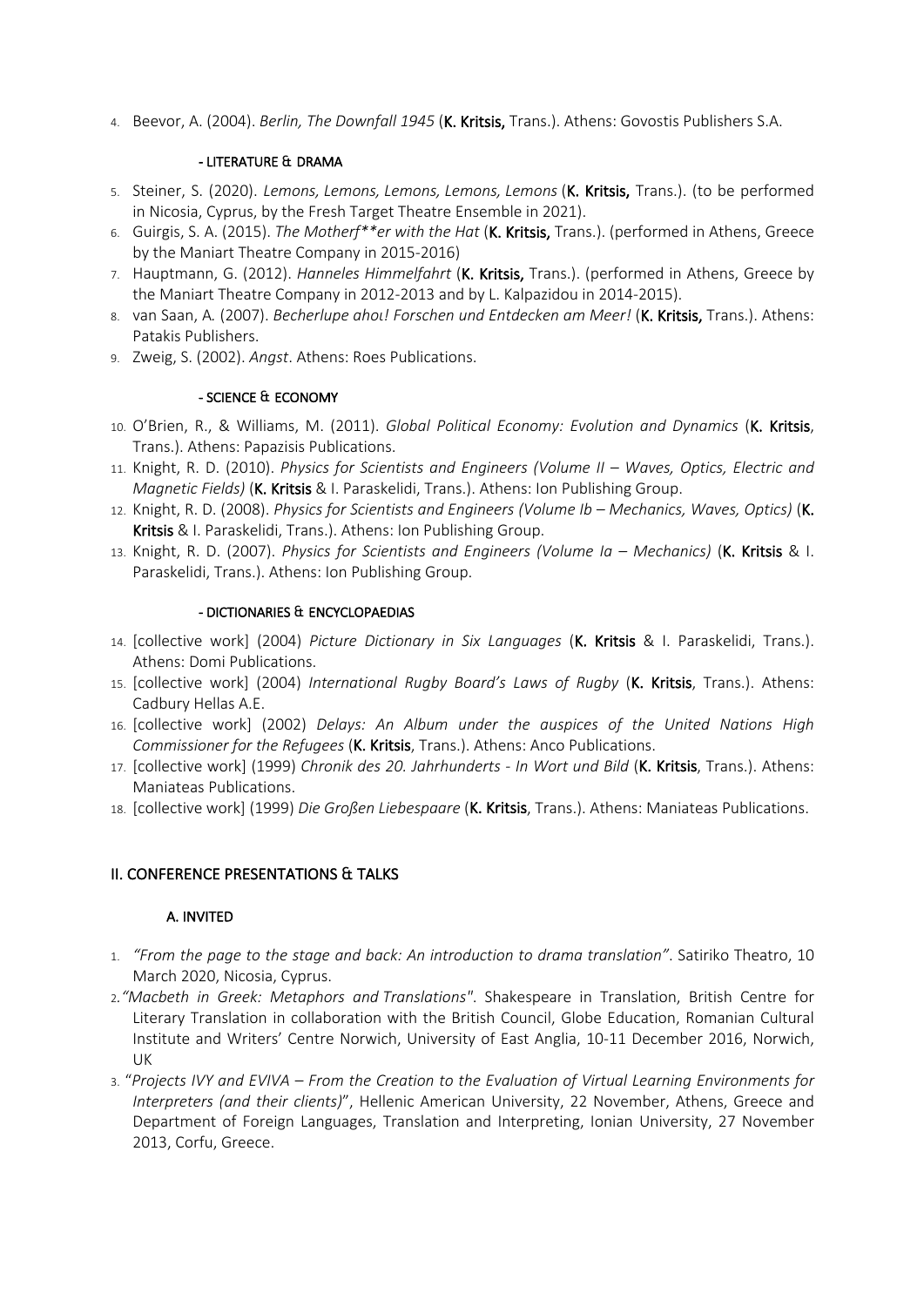4. Beevor, A. (2004). *Berlin, The Downfall 1945* (**K. Kritsis,** Trans.). Athens: Govostis Publishers S.A.

#### - LITERATURE & DRAMA

5. Steiner, S. (2020). *Lemons, Lemons, Lemons, Lemons, Lemons* (**K. Kritsis,** Trans.). (to be performed in Nicosia, Cyprus, by the Fresh Target Theatre Ensemble in 2021).
6. Guirgis, S. A. (2015). *The Motherf**er with the Hat* (**K. Kritsis,** Trans.). (performed in Athens, Greece by the Maniart Theatre Company in 2015-2016)
7. Hauptmann, G. (2012). *Hanneles Himmelfahrt* (**K. Kritsis,** Trans.). (performed in Athens, Greece by the Maniart Theatre Company in 2012-2013 and by L. Kalpazidou in 2014-2015).
8. van Saan, A. (2007). *Becherlupe ahoι! Forschen und Entdecken am Meer!* (**K. Kritsis,** Trans.). Athens: Patakis Publishers.
9. Zweig, S. (2002). *Angst*. Athens: Roes Publications.

#### - SCIENCE & ECONOMY

10. O'Brien, R., & Williams, M. (2011). *Global Political Economy: Evolution and Dynamics* (**K. Kritsis**, Trans.). Athens: Papazisis Publications.
11. Knight, R. D. (2010). *Physics for Scientists and Engineers (Volume II – Waves, Optics, Electric and Magnetic Fields)* (**K. Kritsis** & I. Paraskelidi, Trans.). Athens: Ion Publishing Group.
12. Knight, R. D. (2008). *Physics for Scientists and Engineers (Volume Ib – Mechanics, Waves, Optics)* (**K. Kritsis** & I. Paraskelidi, Trans.). Athens: Ion Publishing Group.
13. Knight, R. D. (2007). *Physics for Scientists and Engineers (Volume Ia – Mechanics)* (**K. Kritsis** & I. Paraskelidi, Trans.). Athens: Ion Publishing Group.

#### - DICTIONARIES & ENCYCLOPAEDIAS

14. [collective work] (2004) *Picture Dictionary in Six Languages* (**K. Kritsis** & I. Paraskelidi, Trans.). Athens: Domi Publications.
15. [collective work] (2004) *International Rugby Board's Laws of Rugby* (**K. Kritsis**, Trans.). Athens: Cadbury Hellas A.E.
16. [collective work] (2002) *Delays: An Album under the auspices of the United Nations High Commissioner for the Refugees* (**K. Kritsis**, Trans.). Athens: Anco Publications.
17. [collective work] (1999) *Chronik des 20. Jahrhunderts - In Wort und Bild* (**K. Kritsis**, Trans.). Athens: Maniateas Publications.
18. [collective work] (1999) *Die Großen Liebespaare* (**K. Kritsis**, Trans.). Athens: Maniateas Publications.

## II. CONFERENCE PRESENTATIONS & TALKS

### A. INVITED

1. *"From the page to the stage and back: An introduction to drama translation"*. Satiriko Theatro, 10 March 2020, Nicosia, Cyprus.
2. *"Macbeth in Greek: Metaphors and Translations"*. Shakespeare in Translation, British Centre for Literary Translation in collaboration with the British Council, Globe Education, Romanian Cultural Institute and Writers' Centre Norwich, University of East Anglia, 10-11 December 2016, Norwich, UK
3. "*Projects IVY and EVIVA – From the Creation to the Evaluation of Virtual Learning Environments for Interpreters (and their clients)*", Hellenic American University, 22 November, Athens, Greece and Department of Foreign Languages, Translation and Interpreting, Ionian University, 27 November 2013, Corfu, Greece.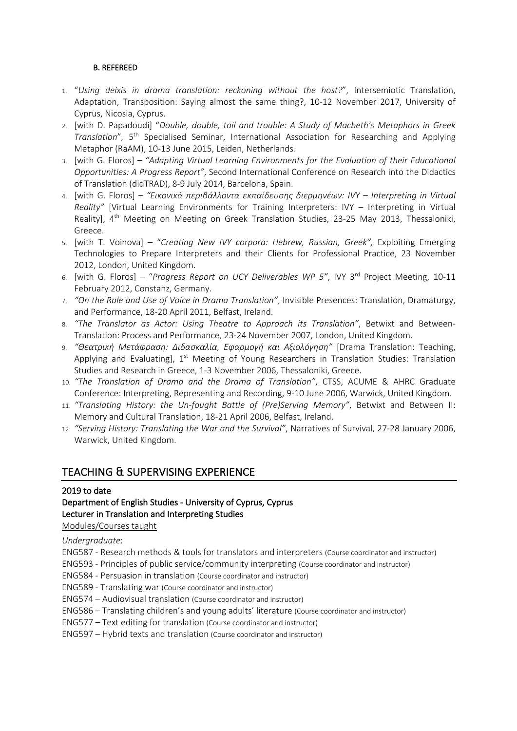#### B. REFEREED

1. "*Using deixis in drama translation: reckoning without the host?*", Intersemiotic Translation, Adaptation, Transposition: Saying almost the same thing?, 10-12 November 2017, University of Cyprus, Nicosia, Cyprus.
2. [with D. Papadoudi] "*Double, double, toil and trouble: A Study of Macbeth's Metaphors in Greek Translation*", 5th Specialised Seminar, International Association for Researching and Applying Metaphor (RaAM), 10-13 June 2015, Leiden, Netherlands.
3. [with G. Floros] – *"Adapting Virtual Learning Environments for the Evaluation of their Educational Opportunities: A Progress Report"*, Second International Conference on Research into the Didactics of Translation (didTRAD), 8-9 July 2014, Barcelona, Spain.
4. [with G. Floros] – *"Εικονικά περιβάλλοντα εκπαίδευσης διερμηνέων: IVY – Interpreting in Virtual Reality"* [Virtual Learning Environments for Training Interpreters: IVY – Interpreting in Virtual Reality], 4th Meeting on Meeting on Greek Translation Studies, 23-25 May 2013, Thessaloniki, Greece.
5. [with T. Voinova] – "*Creating New IVY corpora: Hebrew, Russian, Greek",* Exploiting Emerging Technologies to Prepare Interpreters and their Clients for Professional Practice, 23 November 2012, London, United Kingdom.
6. [with G. Floros] – "*Progress Report on UCY Deliverables WP 5"*, IVY 3rd Project Meeting, 10-11 February 2012, Constanz, Germany.
7. *"On the Role and Use of Voice in Drama Translation"*, Invisible Presences: Translation, Dramaturgy, and Performance, 18-20 April 2011, Belfast, Ireland.
8. *"The Translator as Actor: Using Theatre to Approach its Translation"*, Betwixt and Between-Translation: Process and Performance, 23-24 November 2007, London, United Kingdom.
9. *"Θεατρική Μετάφραση: Διδασκαλία, Εφαρμογή και Αξιολόγηση"* [Drama Translation: Teaching, Applying and Evaluating], 1st Meeting of Young Researchers in Translation Studies: Translation Studies and Research in Greece, 1-3 November 2006, Thessaloniki, Greece.
10. *"The Translation of Drama and the Drama of Translation"*, CTSS, ACUME & AHRC Graduate Conference: Interpreting, Representing and Recording, 9-10 June 2006, Warwick, United Kingdom.
11. *"Translating History: the Un-fought Battle of (Pre)Serving Memory"*, Betwixt and Between II: Memory and Cultural Translation, 18-21 April 2006, Belfast, Ireland.
12. *"Serving History: Translating the War and the Survival"*, Narratives of Survival, 27-28 January 2006, Warwick, United Kingdom.

## TEACHING & SUPERVISING EXPERIENCE

**2019 to date**
**Department of English Studies - University of Cyprus, Cyprus**
**Lecturer in Translation and Interpreting Studies**
Modules/Courses taught

*Undergraduate*:

ENG587 - Research methods & tools for translators and interpreters (Course coordinator and instructor)
ENG593 - Principles of public service/community interpreting (Course coordinator and instructor)
ENG584 - Persuasion in translation (Course coordinator and instructor)
ENG589 - Translating war (Course coordinator and instructor)
ENG574 – Audiovisual translation (Course coordinator and instructor)
ENG586 – Translating children's and young adults' literature (Course coordinator and instructor)
ENG577 – Text editing for translation (Course coordinator and instructor)
ENG597 – Hybrid texts and translation (Course coordinator and instructor)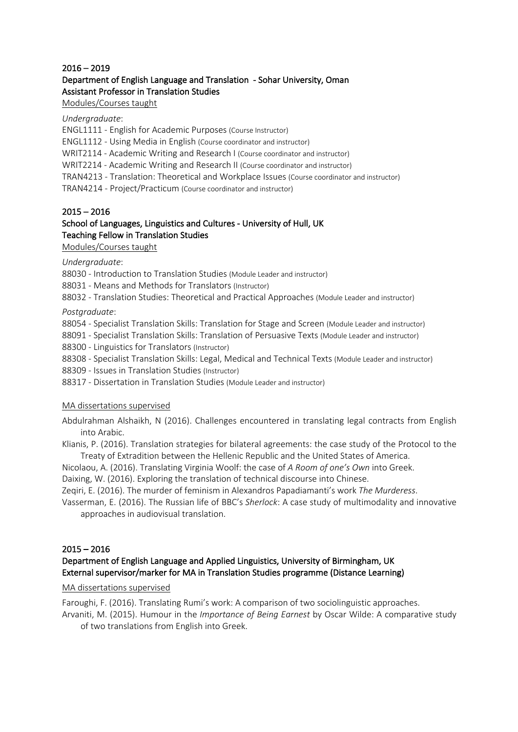**2016 – 2019**
**Department of English Language and Translation - Sohar University, Oman**
**Assistant Professor in Translation Studies**

<u>Modules/Courses taught</u>

*Undergraduate*:

ENGL1111 - English for Academic Purposes (Course Instructor)
ENGL1112 - Using Media in English (Course coordinator and instructor)
WRIT2114 - Academic Writing and Research I (Course coordinator and instructor)
WRIT2214 - Academic Writing and Research II (Course coordinator and instructor)
TRAN4213 - Translation: Theoretical and Workplace Issues (Course coordinator and instructor)
TRAN4214 - Project/Practicum (Course coordinator and instructor)

**2015 – 2016**
**School of Languages, Linguistics and Cultures - University of Hull, UK**
**Teaching Fellow in Translation Studies**

<u>Modules/Courses taught</u>

*Undergraduate*:

88030 - Introduction to Translation Studies (Module Leader and instructor)
88031 - Means and Methods for Translators (Instructor)
88032 - Translation Studies: Theoretical and Practical Approaches (Module Leader and instructor)

*Postgraduate*:

88054 - Specialist Translation Skills: Translation for Stage and Screen (Module Leader and instructor)
88091 - Specialist Translation Skills: Translation of Persuasive Texts (Module Leader and instructor)
88300 - Linguistics for Translators (Instructor)
88308 - Specialist Translation Skills: Legal, Medical and Technical Texts (Module Leader and instructor)
88309 - Issues in Translation Studies (Instructor)
88317 - Dissertation in Translation Studies (Module Leader and instructor)

<u>MA dissertations supervised</u>

Abdulrahman Alshaikh, N (2016). Challenges encountered in translating legal contracts from English into Arabic.

Klianis, P. (2016). Translation strategies for bilateral agreements: the case study of the Protocol to the Treaty of Extradition between the Hellenic Republic and the United States of America.

Nicolaou, A. (2016). Translating Virginia Woolf: the case of *A Room of one's Own* into Greek.

Daixing, W. (2016). Exploring the translation of technical discourse into Chinese.

Zeqiri, E. (2016). The murder of feminism in Alexandros Papadiamanti's work *The Murderess*.

Vasserman, E. (2016). The Russian life of BBC's *Sherlock*: A case study of multimodality and innovative approaches in audiovisual translation.

**2015 – 2016**
**Department of English Language and Applied Linguistics, University of Birmingham, UK**
**External supervisor/marker for MA in Translation Studies programme (Distance Learning)**

<u>MA dissertations supervised</u>

Faroughi, F. (2016). Translating Rumi's work: A comparison of two sociolinguistic approaches.

Arvaniti, M. (2015). Humour in the *Importance of Being Earnest* by Oscar Wilde: A comparative study of two translations from English into Greek.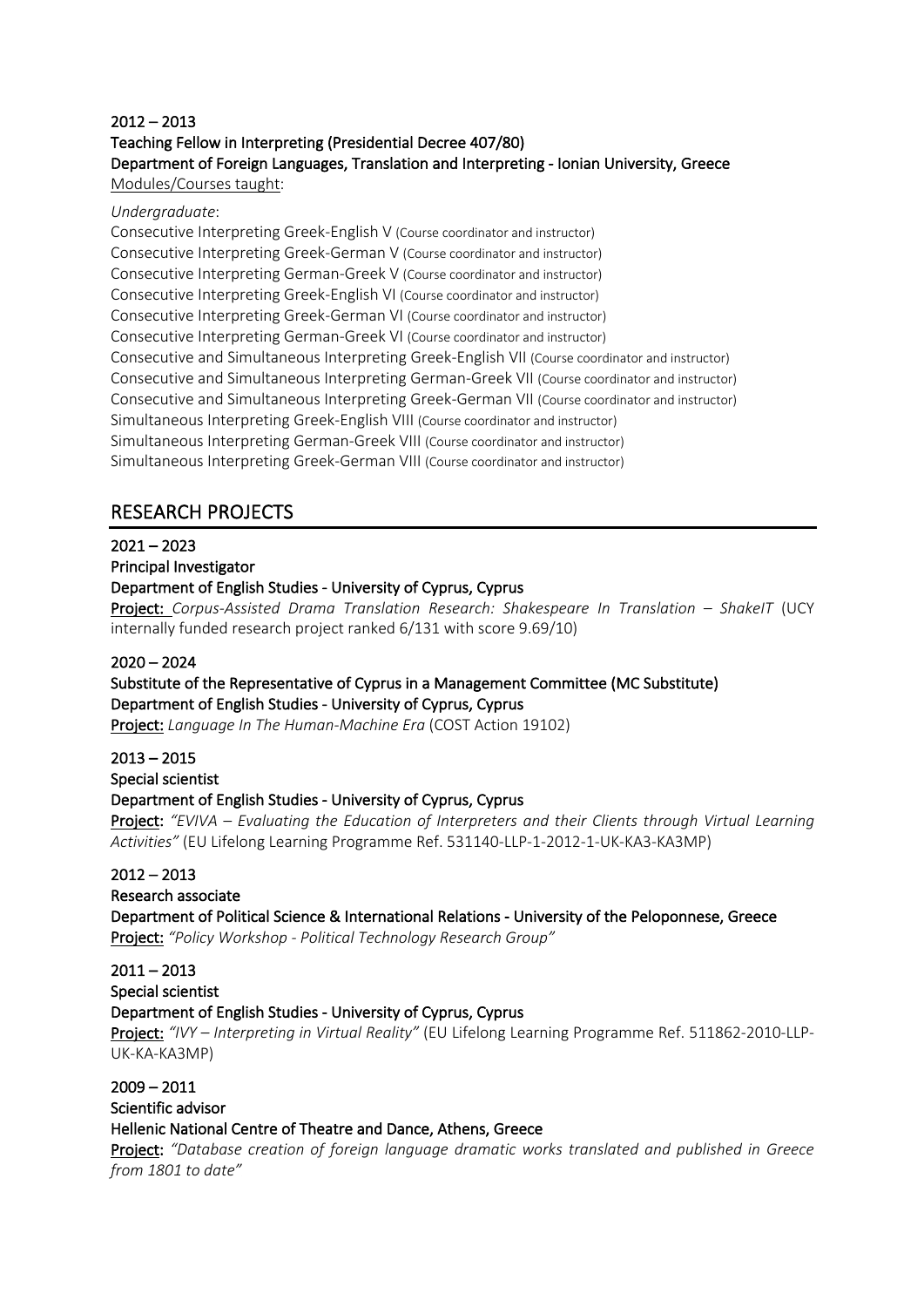**2012 – 2013**
**Teaching Fellow in Interpreting (Presidential Decree 407/80)**
**Department of Foreign Languages, Translation and Interpreting - Ionian University, Greece**
Modules/Courses taught:

*Undergraduate*:
Consecutive Interpreting Greek-English V (Course coordinator and instructor)
Consecutive Interpreting Greek-German V (Course coordinator and instructor)
Consecutive Interpreting German-Greek V (Course coordinator and instructor)
Consecutive Interpreting Greek-English VI (Course coordinator and instructor)
Consecutive Interpreting Greek-German VI (Course coordinator and instructor)
Consecutive Interpreting German-Greek VI (Course coordinator and instructor)
Consecutive and Simultaneous Interpreting Greek-English VII (Course coordinator and instructor)
Consecutive and Simultaneous Interpreting German-Greek VII (Course coordinator and instructor)
Consecutive and Simultaneous Interpreting Greek-German VII (Course coordinator and instructor)
Simultaneous Interpreting Greek-English VIII (Course coordinator and instructor)
Simultaneous Interpreting German-Greek VIII (Course coordinator and instructor)
Simultaneous Interpreting Greek-German VIII (Course coordinator and instructor)

## RESEARCH PROJECTS

**2021 – 2023**
**Principal Investigator**
**Department of English Studies - University of Cyprus, Cyprus**
**Project:** *Corpus-Assisted Drama Translation Research: Shakespeare In Translation – ShakeIT* (UCY internally funded research project ranked 6/131 with score 9.69/10)

**2020 – 2024**
**Substitute of the Representative of Cyprus in a Management Committee (MC Substitute)**
**Department of English Studies - University of Cyprus, Cyprus**
**Project:** *Language In The Human-Machine Era* (COST Action 19102)

**2013 – 2015**
**Special scientist**
**Department of English Studies - University of Cyprus, Cyprus**
**Project:** *"EVIVA – Evaluating the Education of Interpreters and their Clients through Virtual Learning Activities"* (EU Lifelong Learning Programme Ref. 531140-LLP-1-2012-1-UK-KA3-KA3MP)

**2012 – 2013**
**Research associate**
**Department of Political Science & International Relations - University of the Peloponnese, Greece**
**Project:** *"Policy Workshop - Political Technology Research Group"*

**2011 – 2013**
**Special scientist**
**Department of English Studies - University of Cyprus, Cyprus**
**Project:** *"IVY – Interpreting in Virtual Reality"* (EU Lifelong Learning Programme Ref. 511862-2010-LLP-UK-KA-KA3MP)

**2009 – 2011**
**Scientific advisor**
**Hellenic National Centre of Theatre and Dance, Athens, Greece**
**Project:** *"Database creation of foreign language dramatic works translated and published in Greece from 1801 to date"*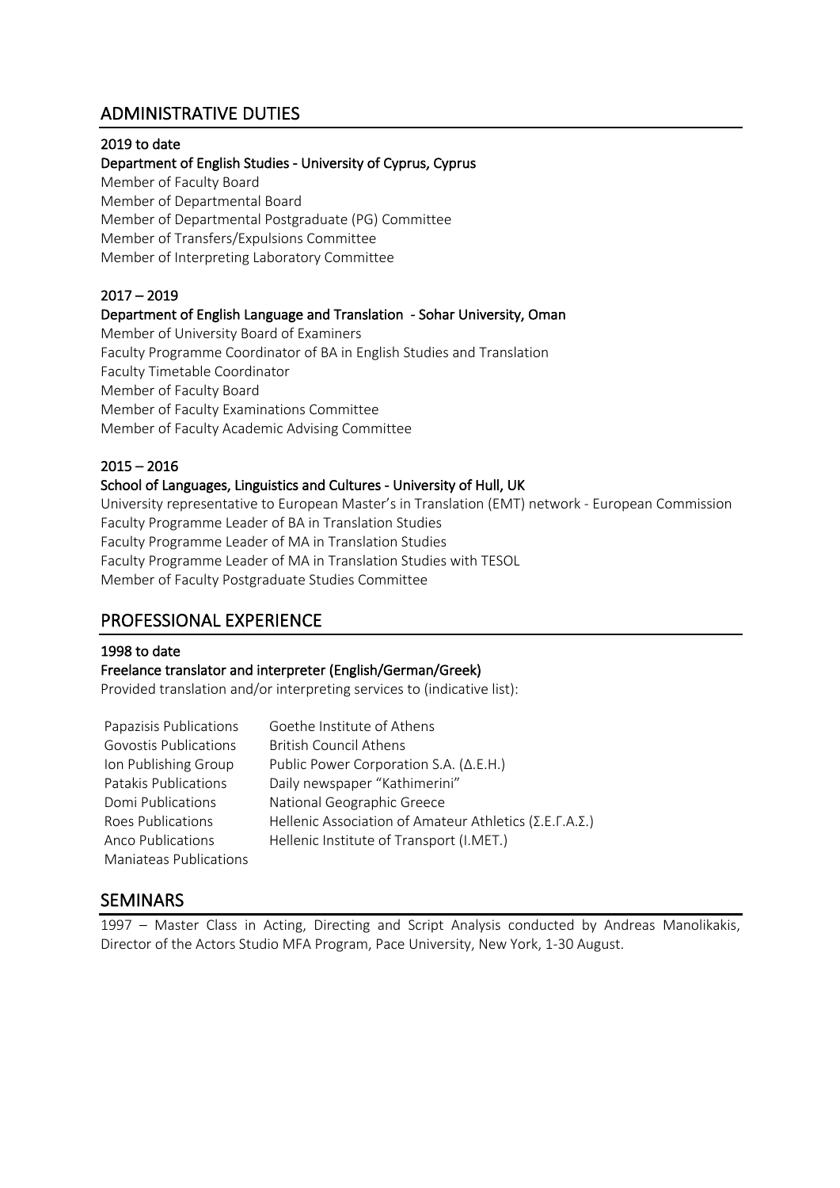## ADMINISTRATIVE DUTIES

**2019 to date**
**Department of English Studies - University of Cyprus, Cyprus**
Member of Faculty Board
Member of Departmental Board
Member of Departmental Postgraduate (PG) Committee
Member of Transfers/Expulsions Committee
Member of Interpreting Laboratory Committee

**2017 – 2019**
**Department of English Language and Translation - Sohar University, Oman**
Member of University Board of Examiners
Faculty Programme Coordinator of BA in English Studies and Translation
Faculty Timetable Coordinator
Member of Faculty Board
Member of Faculty Examinations Committee
Member of Faculty Academic Advising Committee

**2015 – 2016**
**School of Languages, Linguistics and Cultures - University of Hull, UK**
University representative to European Master's in Translation (EMT) network - European Commission
Faculty Programme Leader of BA in Translation Studies
Faculty Programme Leader of MA in Translation Studies
Faculty Programme Leader of MA in Translation Studies with TESOL
Member of Faculty Postgraduate Studies Committee

## PROFESSIONAL EXPERIENCE

**1998 to date**
**Freelance translator and interpreter (English/German/Greek)**
Provided translation and/or interpreting services to (indicative list):

| | |
|---|---|
| Papazisis Publications | Goethe Institute of Athens |
| Govostis Publications | British Council Athens |
| Ion Publishing Group | Public Power Corporation S.A. (Δ.Ε.Η.) |
| Patakis Publications | Daily newspaper "Kathimerini" |
| Domi Publications | National Geographic Greece |
| Roes Publications | Hellenic Association of Amateur Athletics (Σ.Ε.Γ.Α.Σ.) |
| Anco Publications | Hellenic Institute of Transport (I.MET.) |
| Maniateas Publications | |

## SEMINARS

1997 – Master Class in Acting, Directing and Script Analysis conducted by Andreas Manolikakis, Director of the Actors Studio MFA Program, Pace University, New York, 1-30 August.